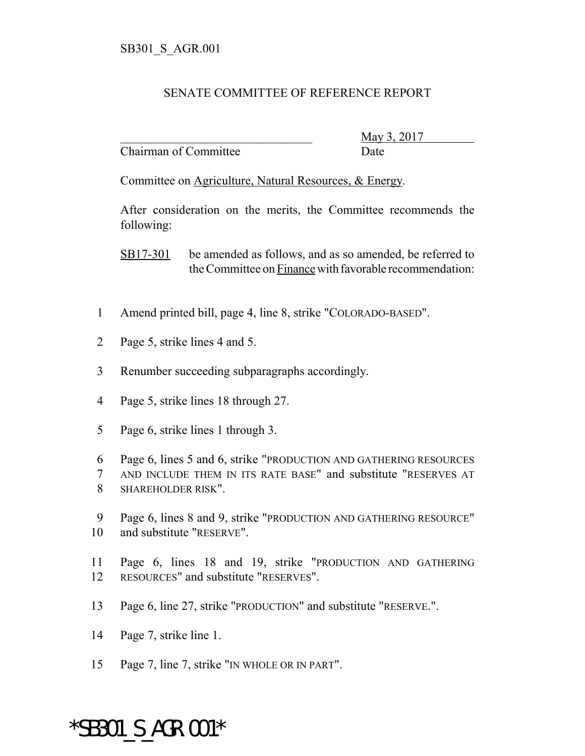SB301_S_AGR.001

# SENATE COMMITTEE OF REFERENCE REPORT

_______________________________ May 3, 2017
Chairman of Committee Date

Committee on Agriculture, Natural Resources, & Energy.

After consideration on the merits, the Committee recommends the following:

SB17-301 be amended as follows, and as so amended, be referred to the Committee on Finance with favorable recommendation:

1 Amend printed bill, page 4, line 8, strike "COLORADO-BASED".

2 Page 5, strike lines 4 and 5.

3 Renumber succeeding subparagraphs accordingly.

4 Page 5, strike lines 18 through 27.

5 Page 6, strike lines 1 through 3.

6 Page 6, lines 5 and 6, strike "PRODUCTION AND GATHERING RESOURCES
7 AND INCLUDE THEM IN ITS RATE BASE" and substitute "RESERVES AT
8 SHAREHOLDER RISK".

9 Page 6, lines 8 and 9, strike "PRODUCTION AND GATHERING RESOURCE"
10 and substitute "RESERVE".

11 Page 6, lines 18 and 19, strike "PRODUCTION AND GATHERING
12 RESOURCES" and substitute "RESERVES".

13 Page 6, line 27, strike "PRODUCTION" and substitute "RESERVE.".

14 Page 7, strike line 1.

15 Page 7, line 7, strike "IN WHOLE OR IN PART".

*SB301_S_AGR.001*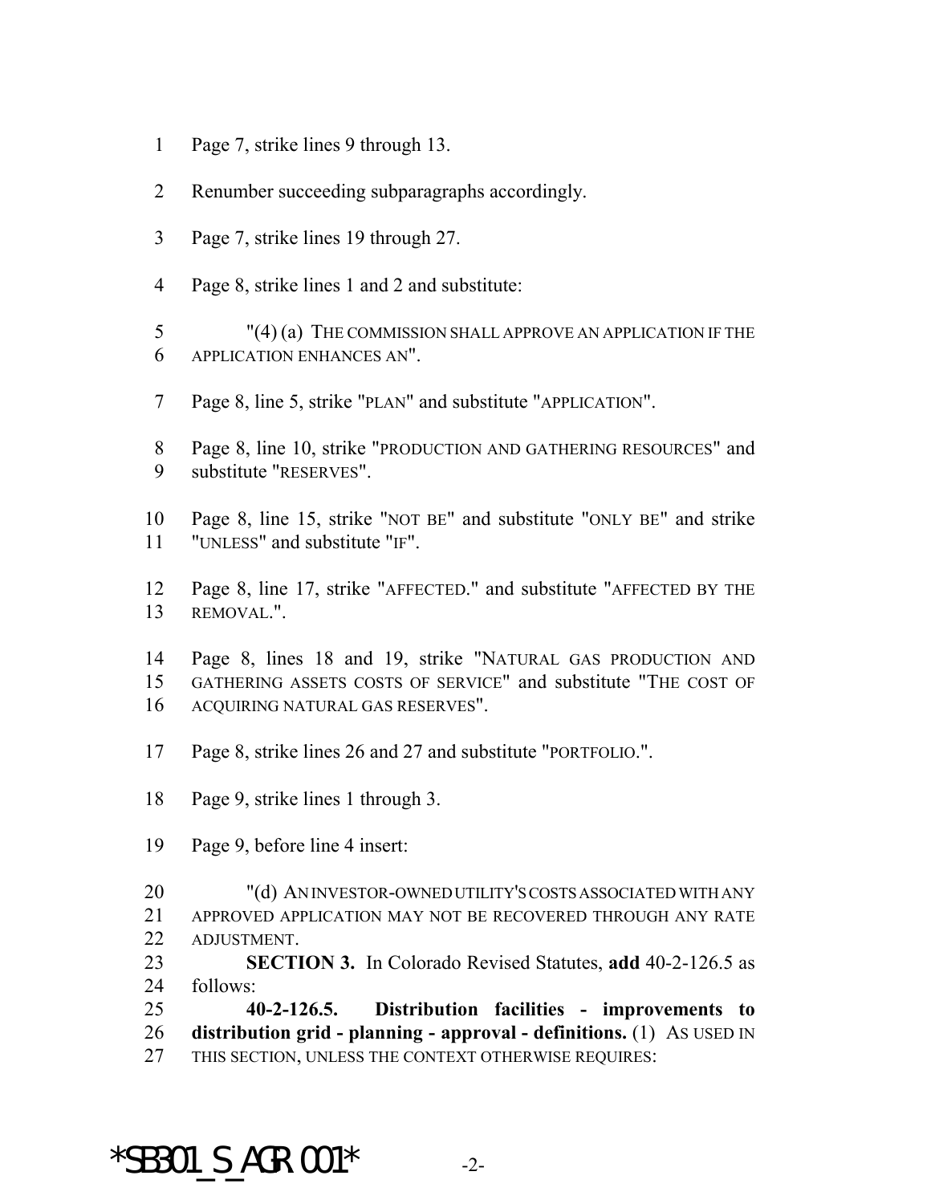Page 7, strike lines 9 through 13.

Renumber succeeding subparagraphs accordingly.

Page 7, strike lines 19 through 27.

Page 8, strike lines 1 and 2 and substitute:

"(4) (a) THE COMMISSION SHALL APPROVE AN APPLICATION IF THE APPLICATION ENHANCES AN".

Page 8, line 5, strike "PLAN" and substitute "APPLICATION".

Page 8, line 10, strike "PRODUCTION AND GATHERING RESOURCES" and substitute "RESERVES".

Page 8, line 15, strike "NOT BE" and substitute "ONLY BE" and strike "UNLESS" and substitute "IF".

Page 8, line 17, strike "AFFECTED." and substitute "AFFECTED BY THE REMOVAL.".

Page 8, lines 18 and 19, strike "NATURAL GAS PRODUCTION AND GATHERING ASSETS COSTS OF SERVICE" and substitute "THE COST OF ACQUIRING NATURAL GAS RESERVES".

Page 8, strike lines 26 and 27 and substitute "PORTFOLIO.".

Page 9, strike lines 1 through 3.

Page 9, before line 4 insert:

"(d) AN INVESTOR-OWNED UTILITY'S COSTS ASSOCIATED WITH ANY APPROVED APPLICATION MAY NOT BE RECOVERED THROUGH ANY RATE ADJUSTMENT.

**SECTION 3.** In Colorado Revised Statutes, **add** 40-2-126.5 as follows:

**40-2-126.5. Distribution facilities - improvements to distribution grid - planning - approval - definitions.** (1) AS USED IN THIS SECTION, UNLESS THE CONTEXT OTHERWISE REQUIRES: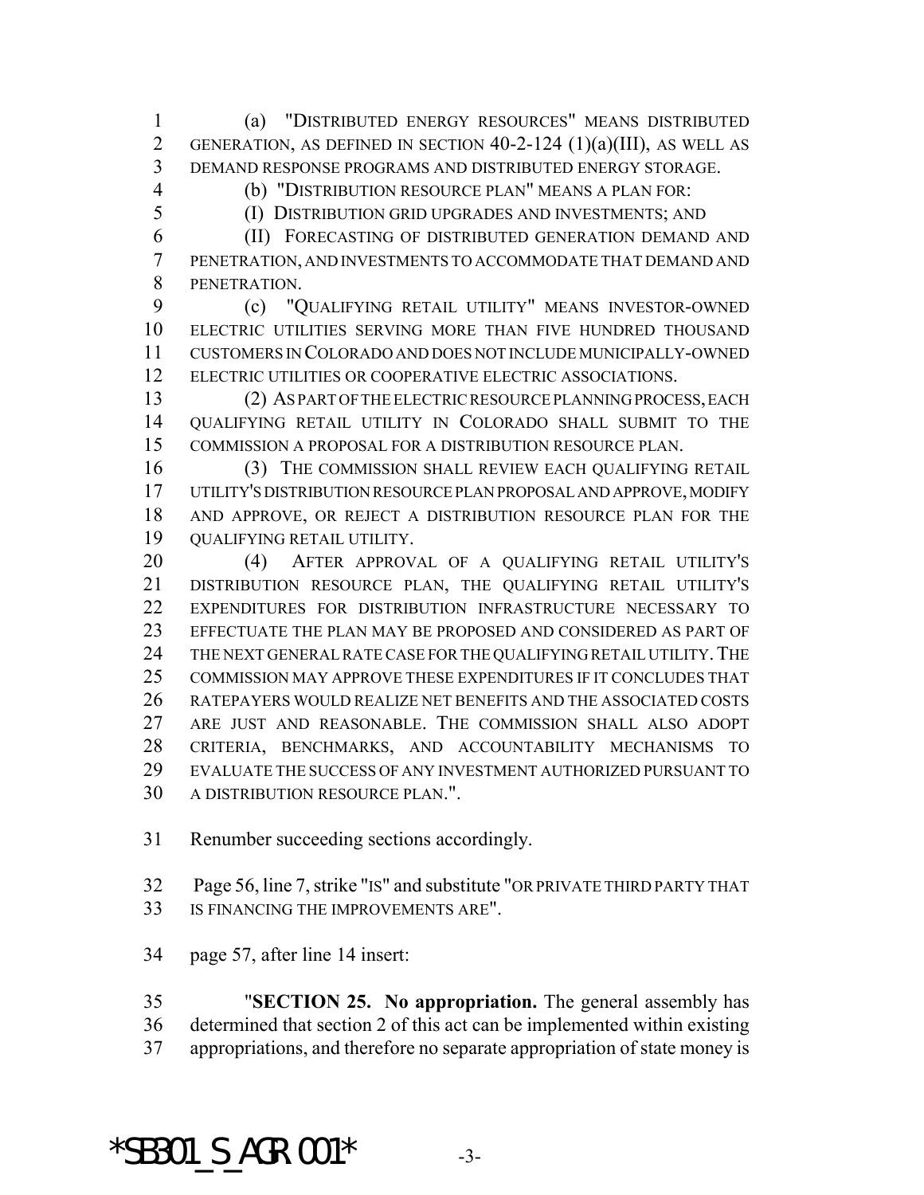(a) "DISTRIBUTED ENERGY RESOURCES" MEANS DISTRIBUTED GENERATION, AS DEFINED IN SECTION 40-2-124 (1)(a)(III), AS WELL AS DEMAND RESPONSE PROGRAMS AND DISTRIBUTED ENERGY STORAGE.

(b) "DISTRIBUTION RESOURCE PLAN" MEANS A PLAN FOR:

(I) DISTRIBUTION GRID UPGRADES AND INVESTMENTS; AND

(II) FORECASTING OF DISTRIBUTED GENERATION DEMAND AND PENETRATION, AND INVESTMENTS TO ACCOMMODATE THAT DEMAND AND PENETRATION.

(c) "QUALIFYING RETAIL UTILITY" MEANS INVESTOR-OWNED ELECTRIC UTILITIES SERVING MORE THAN FIVE HUNDRED THOUSAND CUSTOMERS IN COLORADO AND DOES NOT INCLUDE MUNICIPALLY-OWNED ELECTRIC UTILITIES OR COOPERATIVE ELECTRIC ASSOCIATIONS.

(2) AS PART OF THE ELECTRIC RESOURCE PLANNING PROCESS, EACH QUALIFYING RETAIL UTILITY IN COLORADO SHALL SUBMIT TO THE COMMISSION A PROPOSAL FOR A DISTRIBUTION RESOURCE PLAN.

(3) THE COMMISSION SHALL REVIEW EACH QUALIFYING RETAIL UTILITY'S DISTRIBUTION RESOURCE PLAN PROPOSAL AND APPROVE, MODIFY AND APPROVE, OR REJECT A DISTRIBUTION RESOURCE PLAN FOR THE QUALIFYING RETAIL UTILITY.

(4) AFTER APPROVAL OF A QUALIFYING RETAIL UTILITY'S DISTRIBUTION RESOURCE PLAN, THE QUALIFYING RETAIL UTILITY'S EXPENDITURES FOR DISTRIBUTION INFRASTRUCTURE NECESSARY TO EFFECTUATE THE PLAN MAY BE PROPOSED AND CONSIDERED AS PART OF THE NEXT GENERAL RATE CASE FOR THE QUALIFYING RETAIL UTILITY. THE COMMISSION MAY APPROVE THESE EXPENDITURES IF IT CONCLUDES THAT RATEPAYERS WOULD REALIZE NET BENEFITS AND THE ASSOCIATED COSTS ARE JUST AND REASONABLE. THE COMMISSION SHALL ALSO ADOPT CRITERIA, BENCHMARKS, AND ACCOUNTABILITY MECHANISMS TO EVALUATE THE SUCCESS OF ANY INVESTMENT AUTHORIZED PURSUANT TO A DISTRIBUTION RESOURCE PLAN.".

Renumber succeeding sections accordingly.

Page 56, line 7, strike "IS" and substitute "OR PRIVATE THIRD PARTY THAT IS FINANCING THE IMPROVEMENTS ARE".

page 57, after line 14 insert:

"**SECTION 25. No appropriation.** The general assembly has determined that section 2 of this act can be implemented within existing appropriations, and therefore no separate appropriation of state money is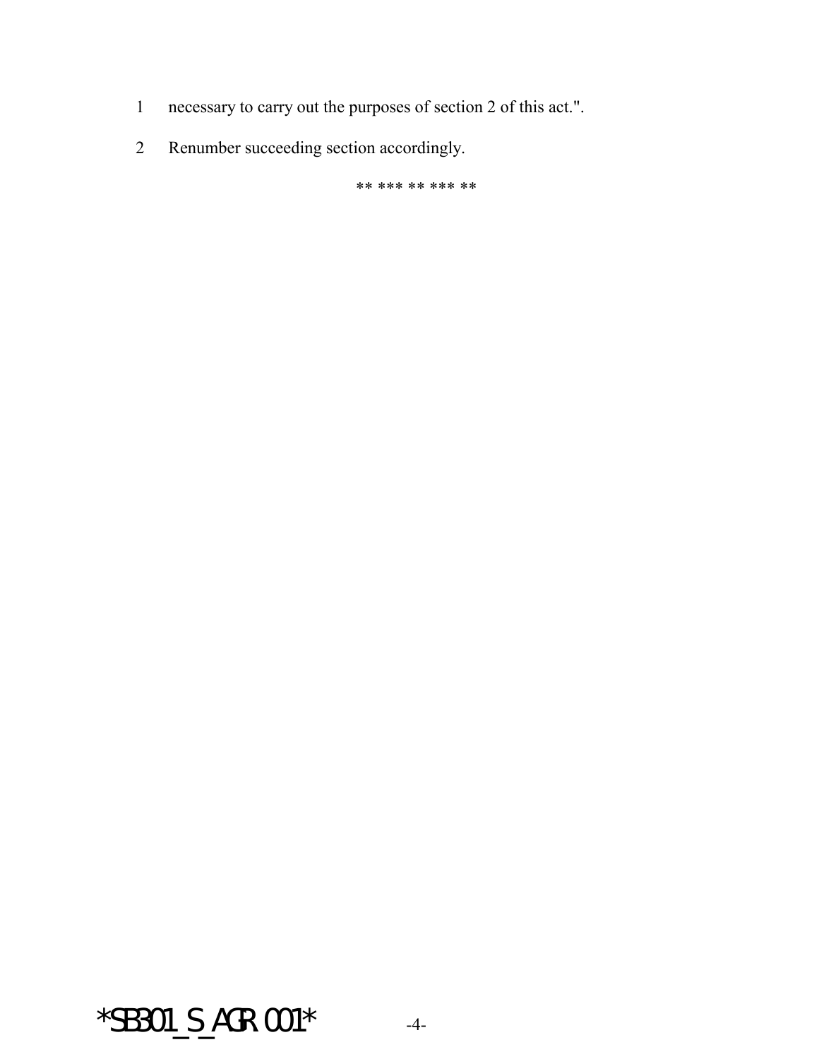1 necessary to carry out the purposes of section 2 of this act.".

2 Renumber succeeding section accordingly.

** *** ** *** **